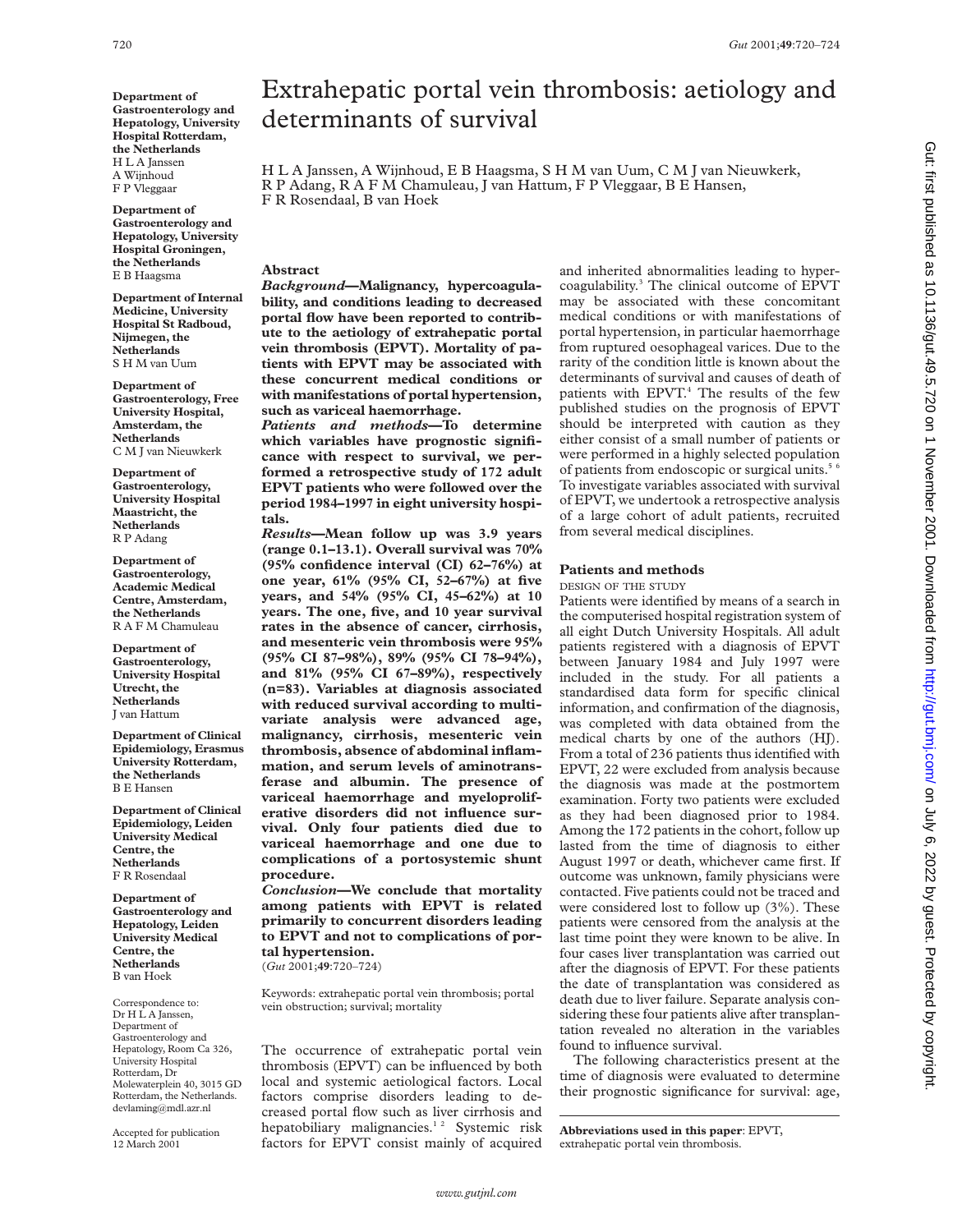# Extrahepatic portal vein thrombosis: aetiology and determinants of survival

H L A Janssen, A Wijnhoud, E B Haagsma, S H M van Uum, C M J van Nieuwkerk, R P Adang, R A F M Chamuleau, J van Hattum, F P Vleggaar, B E Hansen, F R Rosendaal, B van Hoek

**Department of Gastroenterology and Hepatology, University Hospital Rotterdam, the Netherlands**
H L A Janssen
A Wijnhoud
F P Vleggaar

**Department of Gastroenterology and Hepatology, University Hospital Groningen, the Netherlands**
E B Haagsma

**Department of Internal Medicine, University Hospital St Radboud, Nijmegen, the Netherlands**
S H M van Uum

**Department of Gastroenterology, Free University Hospital, Amsterdam, the Netherlands**
C M J van Nieuwkerk

**Department of Gastroenterology, University Hospital Maastricht, the Netherlands**
R P Adang

**Department of Gastroenterology, Academic Medical Centre, Amsterdam, the Netherlands**
R A F M Chamuleau

**Department of Gastroenterology, University Hospital Utrecht, the Netherlands**
J van Hattum

**Department of Clinical Epidemiology, Erasmus University Rotterdam, the Netherlands**
B E Hansen

**Department of Clinical Epidemiology, Leiden University Medical Centre, the Netherlands**
F R Rosendaal

**Department of Gastroenterology and Hepatology, Leiden University Medical Centre, the Netherlands**
B van Hoek

Correspondence to: Dr H L A Janssen, Department of Gastroenterology and Hepatology, Room Ca 326, University Hospital Rotterdam, Dr Molewaterplein 40, 3015 GD Rotterdam, the Netherlands. devlaming@mdl.azr.nl

Accepted for publication 12 March 2001

## Abstract

***Background*—Malignancy, hypercoagulability, and conditions leading to decreased portal flow have been reported to contribute to the aetiology of extrahepatic portal vein thrombosis (EPVT). Mortality of patients with EPVT may be associated with these concurrent medical conditions or with manifestations of portal hypertension, such as variceal haemorrhage.**

***Patients and methods*—To determine which variables have prognostic significance with respect to survival, we performed a retrospective study of 172 adult EPVT patients who were followed over the period 1984–1997 in eight university hospitals.**

***Results*—Mean follow up was 3.9 years (range 0.1–13.1). Overall survival was 70% (95% confidence interval (CI) 62–76%) at one year, 61% (95% CI, 52–67%) at five years, and 54% (95% CI, 45–62%) at 10 years. The one, five, and 10 year survival rates in the absence of cancer, cirrhosis, and mesenteric vein thrombosis were 95% (95% CI 87–98%), 89% (95% CI 78–94%), and 81% (95% CI 67–89%), respectively (n=83). Variables at diagnosis associated with reduced survival according to multivariate analysis were advanced age, malignancy, cirrhosis, mesenteric vein thrombosis, absence of abdominal inflammation, and serum levels of aminotransferase and albumin. The presence of variceal haemorrhage and myeloproliferative disorders did not influence survival. Only four patients died due to variceal haemorrhage and one due to complications of a portosystemic shunt procedure.**

***Conclusion*—We conclude that mortality among patients with EPVT is related primarily to concurrent disorders leading to EPVT and not to complications of portal hypertension.**

(*Gut* 2001;**49**:720–724)

Keywords: extrahepatic portal vein thrombosis; portal vein obstruction; survival; mortality

The occurrence of extrahepatic portal vein thrombosis (EPVT) can be influenced by both local and systemic aetiological factors. Local factors comprise disorders leading to decreased portal flow such as liver cirrhosis and hepatobiliary malignancies.[1 2] Systemic risk factors for EPVT consist mainly of acquired and inherited abnormalities leading to hypercoagulability.[3] The clinical outcome of EPVT may be associated with these concomitant medical conditions or with manifestations of portal hypertension, in particular haemorrhage from ruptured oesophageal varices. Due to the rarity of the condition little is known about the determinants of survival and causes of death of patients with EPVT.[4] The results of the few published studies on the prognosis of EPVT should be interpreted with caution as they either consist of a small number of patients or were performed in a highly selected population of patients from endoscopic or surgical units.[5 6] To investigate variables associated with survival of EPVT, we undertook a retrospective analysis of a large cohort of adult patients, recruited from several medical disciplines.

## Patients and methods

### DESIGN OF THE STUDY

Patients were identified by means of a search in the computerised hospital registration system of all eight Dutch University Hospitals. All adult patients registered with a diagnosis of EPVT between January 1984 and July 1997 were included in the study. For all patients a standardised data form for specific clinical information, and confirmation of the diagnosis, was completed with data obtained from the medical charts by one of the authors (HJ). From a total of 236 patients thus identified with EPVT, 22 were excluded from analysis because the diagnosis was made at the postmortem examination. Forty two patients were excluded as they had been diagnosed prior to 1984. Among the 172 patients in the cohort, follow up lasted from the time of diagnosis to either August 1997 or death, whichever came first. If outcome was unknown, family physicians were contacted. Five patients could not be traced and were considered lost to follow up (3%). These patients were censored from the analysis at the last time point they were known to be alive. In four cases liver transplantation was carried out after the diagnosis of EPVT. For these patients the date of transplantation was considered as death due to liver failure. Separate analysis considering these four patients alive after transplantation revealed no alteration in the variables found to influence survival.

The following characteristics present at the time of diagnosis were evaluated to determine their prognostic significance for survival: age,

**Abbreviations used in this paper**: EPVT, extrahepatic portal vein thrombosis.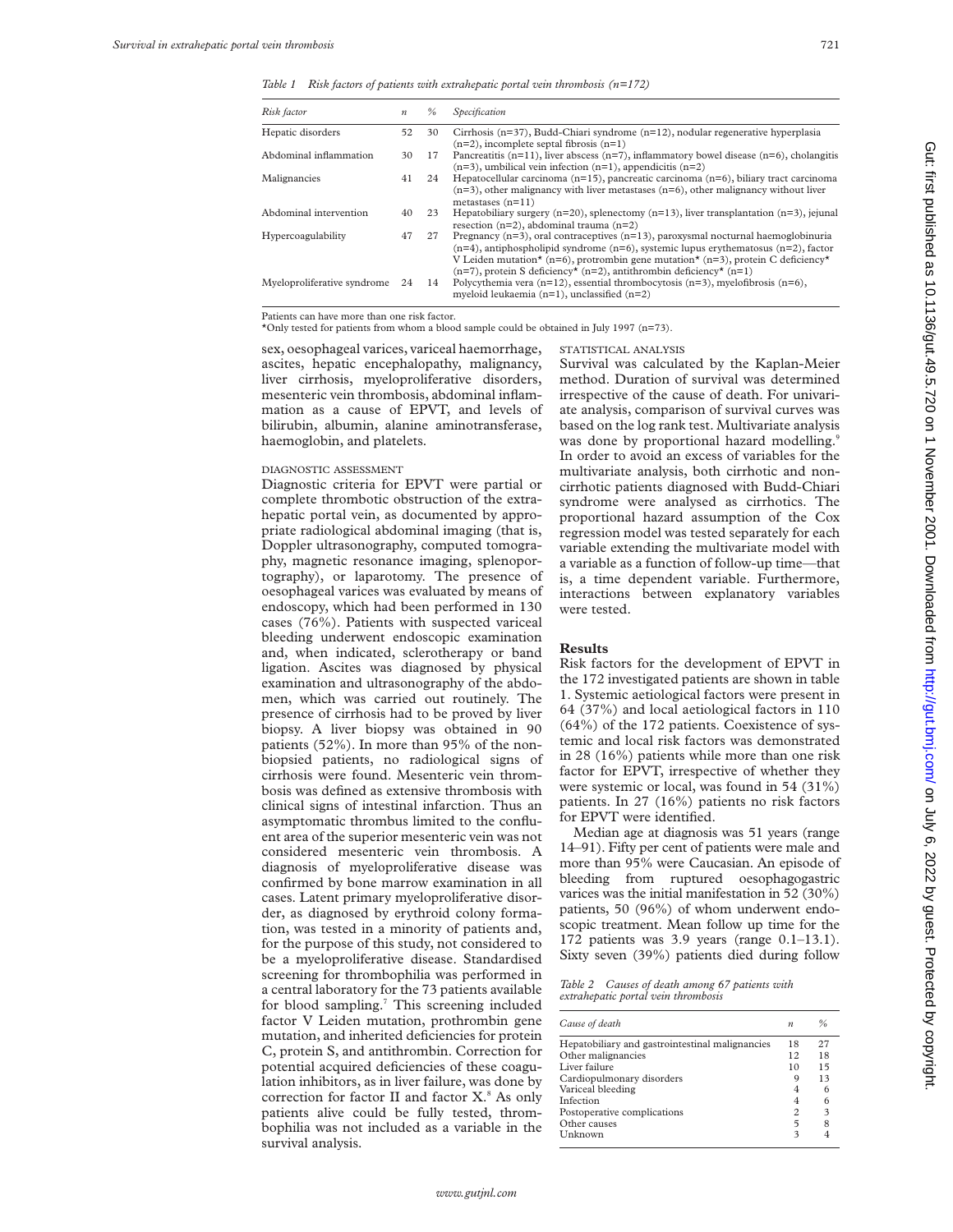*Table 1 Risk factors of patients with extrahepatic portal vein thrombosis (n=172)*

| *Risk factor* | *n* | *%* | *Specification* |
|---|---|---|---|
| Hepatic disorders | 52 | 30 | Cirrhosis (n=37), Budd-Chiari syndrome (n=12), nodular regenerative hyperplasia (n=2), incomplete septal fibrosis (n=1) |
| Abdominal inflammation | 30 | 17 | Pancreatitis (n=11), liver abscess (n=7), inflammatory bowel disease (n=6), cholangitis (n=3), umbilical vein infection (n=1), appendicitis (n=2) |
| Malignancies | 41 | 24 | Hepatocellular carcinoma (n=15), pancreatic carcinoma (n=6), biliary tract carcinoma (n=3), other malignancy with liver metastases (n=6), other malignancy without liver metastases (n=11) |
| Abdominal intervention | 40 | 23 | Hepatobiliary surgery (n=20), splenectomy (n=13), liver transplantation (n=3), jejunal resection (n=2), abdominal trauma (n=2) |
| Hypercoagulability | 47 | 27 | Pregnancy (n=3), oral contraceptives (n=13), paroxysmal nocturnal haemoglobinuria (n=4), antiphospholipid syndrome (n=6), systemic lupus erythematosus (n=2), factor V Leiden mutation* (n=6), protrombin gene mutation* (n=3), protein C deficiency* (n=7), protein S deficiency* (n=2), antithrombin deficiency* (n=1) |
| Myeloproliferative syndrome | 24 | 14 | Polycythemia vera (n=12), essential thrombocytosis (n=3), myelofibrosis (n=6), myeloid leukaemia (n=1), unclassified (n=2) |

Patients can have more than one risk factor.
*Only tested for patients from whom a blood sample could be obtained in July 1997 (n=73).

sex, oesophageal varices, variceal haemorrhage, ascites, hepatic encephalopathy, malignancy, liver cirrhosis, myeloproliferative disorders, mesenteric vein thrombosis, abdominal inflammation as a cause of EPVT, and levels of bilirubin, albumin, alanine aminotransferase, haemoglobin, and platelets.

### DIAGNOSTIC ASSESSMENT

Diagnostic criteria for EPVT were partial or complete thrombotic obstruction of the extrahepatic portal vein, as documented by appropriate radiological abdominal imaging (that is, Doppler ultrasonography, computed tomography, magnetic resonance imaging, splenoportography), or laparotomy. The presence of oesophageal varices was evaluated by means of endoscopy, which had been performed in 130 cases (76%). Patients with suspected variceal bleeding underwent endoscopic examination and, when indicated, sclerotherapy or band ligation. Ascites was diagnosed by physical examination and ultrasonography of the abdomen, which was carried out routinely. The presence of cirrhosis had to be proved by liver biopsy. A liver biopsy was obtained in 90 patients (52%). In more than 95% of the non-biopsied patients, no radiological signs of cirrhosis were found. Mesenteric vein thrombosis was defined as extensive thrombosis with clinical signs of intestinal infarction. Thus an asymptomatic thrombus limited to the confluent area of the superior mesenteric vein was not considered mesenteric vein thrombosis. A diagnosis of myeloproliferative disease was confirmed by bone marrow examination in all cases. Latent primary myeloproliferative disorder, as diagnosed by erythroid colony formation, was tested in a minority of patients and, for the purpose of this study, not considered to be a myeloproliferative disease. Standardised screening for thrombophilia was performed in a central laboratory for the 73 patients available for blood sampling.[7] This screening included factor V Leiden mutation, prothrombin gene mutation, and inherited deficiencies for protein C, protein S, and antithrombin. Correction for potential acquired deficiencies of these coagulation inhibitors, as in liver failure, was done by correction for factor II and factor X.[8] As only patients alive could be fully tested, thrombophilia was not included as a variable in the survival analysis.

### STATISTICAL ANALYSIS

Survival was calculated by the Kaplan-Meier method. Duration of survival was determined irrespective of the cause of death. For univariate analysis, comparison of survival curves was based on the log rank test. Multivariate analysis was done by proportional hazard modelling.[9] In order to avoid an excess of variables for the multivariate analysis, both cirrhotic and non-cirrhotic patients diagnosed with Budd-Chiari syndrome were analysed as cirrhotics. The proportional hazard assumption of the Cox regression model was tested separately for each variable extending the multivariate model with a variable as a function of follow-up time—that is, a time dependent variable. Furthermore, interactions between explanatory variables were tested.

## Results

Risk factors for the development of EPVT in the 172 investigated patients are shown in table 1. Systemic aetiological factors were present in 64 (37%) and local aetiological factors in 110 (64%) of the 172 patients. Coexistence of systemic and local risk factors was demonstrated in 28 (16%) patients while more than one risk factor for EPVT, irrespective of whether they were systemic or local, was found in 54 (31%) patients. In 27 (16%) patients no risk factors for EPVT were identified.

Median age at diagnosis was 51 years (range 14–91). Fifty per cent of patients were male and more than 95% were Caucasian. An episode of bleeding from ruptured oesophagogastric varices was the initial manifestation in 52 (30%) patients, 50 (96%) of whom underwent endoscopic treatment. Mean follow up time for the 172 patients was 3.9 years (range 0.1–13.1). Sixty seven (39%) patients died during follow

*Table 2 Causes of death among 67 patients with extrahepatic portal vein thrombosis*

| *Cause of death* | *n* | *%* |
|---|---|---|
| Hepatobiliary and gastrointestinal malignancies | 18 | 27 |
| Other malignancies | 12 | 18 |
| Liver failure | 10 | 15 |
| Cardiopulmonary disorders | 9 | 13 |
| Variceal bleeding | 4 | 6 |
| Infection | 4 | 6 |
| Postoperative complications | 2 | 3 |
| Other causes | 5 | 8 |
| Unknown | 3 | 4 |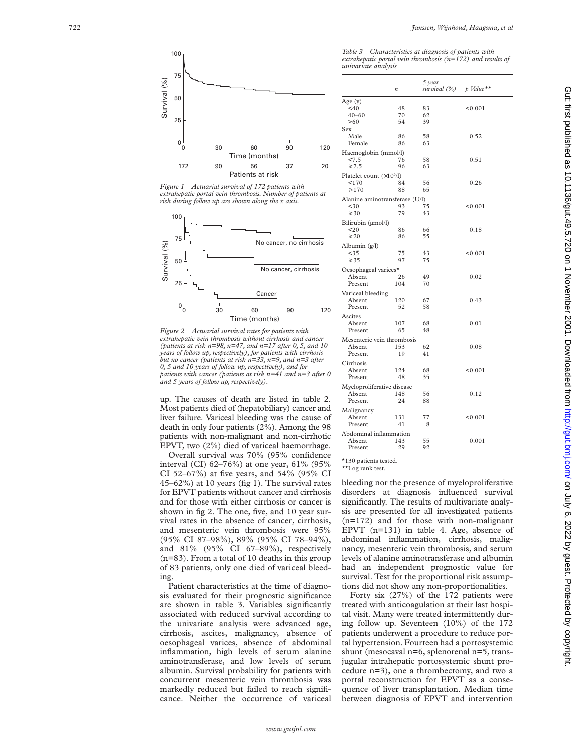Figure 1 Actuarial survival of 172 patients with extrahepatic portal vein thrombosis. Number of patients at risk during follow up are shown along the x axis.

Figure 2 Actuarial survival rates for patients with extrahepatic vein thrombosis without cirrhosis and cancer (patients at risk n=98, n=47, and n=17 after 0, 5, and 10 years of follow up, respectively), for patients with cirrhosis but no cancer (patients at risk n=33, n=9, and n=3 after 0, 5 and 10 years of follow up, respectively), and for patients with cancer (patients at risk n=41 and n=3 after 0 and 5 years of follow up, respectively).

up. The causes of death are listed in table 2. Most patients died of (hepatobiliary) cancer and liver failure. Variceal bleeding was the cause of death in only four patients (2%). Among the 98 patients with non-malignant and non-cirrhotic EPVT, two (2%) died of variceal haemorrhage.

Overall survival was 70% (95% confidence interval (CI) 62–76%) at one year, 61% (95% CI 52–67%) at five years, and 54% (95% CI 45–62%) at 10 years (fig 1). The survival rates for EPVT patients without cancer and cirrhosis and for those with either cirrhosis or cancer is shown in fig 2. The one, five, and 10 year survival rates in the absence of cancer, cirrhosis, and mesenteric vein thrombosis were 95% (95% CI 87–98%), 89% (95% CI 78–94%), and 81% (95% CI 67–89%), respectively (n=83). From a total of 10 deaths in this group of 83 patients, only one died of variceal bleeding.

Patient characteristics at the time of diagnosis evaluated for their prognostic significance are shown in table 3. Variables significantly associated with reduced survival according to the univariate analysis were advanced age, cirrhosis, ascites, malignancy, absence of oesophageal varices, absence of abdominal inflammation, high levels of serum alanine aminotransferase, and low levels of serum albumin. Survival probability for patients with concurrent mesenteric vein thrombosis was markedly reduced but failed to reach significance. Neither the occurrence of variceal bleeding nor the presence of myeloproliferative disorders at diagnosis influenced survival significantly. The results of multivariate analysis are presented for all investigated patients (n=172) and for those with non-malignant EPVT (n=131) in table 4. Age, absence of abdominal inflammation, cirrhosis, malignancy, mesenteric vein thrombosis, and serum levels of alanine aminotransferase and albumin had an independent prognostic value for survival. Test for the proportional risk assumptions did not show any non-proportionalities.

Forty six (27%) of the 172 patients were treated with anticoagulation at their last hospital visit. Many were treated intermittently during follow up. Seventeen (10%) of the 172 patients underwent a procedure to reduce portal hypertension. Fourteen had a portosystemic shunt (mesocaval n=6, splenorenal n=5, transjugular intrahepatic portosystemic shunt procedure n=3), one a thrombectomy, and two a portal reconstruction for EPVT as a consequence of liver transplantation. Median time between diagnosis of EPVT and intervention

*Table 3 Characteristics at diagnosis of patients with extrahepatic portal vein thrombosis (n=172) and results of univariate analysis*

| | n | 5 year survival (%) | p Value** |
|---|---|---|---|
| Age (y) | | | |
| <40 | 48 | 83 | <0.001 |
| 40–60 | 70 | 62 | |
| >60 | 54 | 39 | |
| Sex | | | |
| Male | 86 | 58 | 0.52 |
| Female | 86 | 63 | |
| Haemoglobin (mmol/l) | | | |
| <7.5 | 76 | 58 | 0.51 |
| ≥7.5 | 96 | 63 | |
| Platelet count (×10⁹/l) | | | |
| <170 | 84 | 56 | 0.26 |
| ≥170 | 88 | 65 | |
| Alanine aminotransferase (U/l) | | | |
| <30 | 93 | 75 | <0.001 |
| ≥30 | 79 | 43 | |
| Bilirubin (μmol/l) | | | |
| <20 | 86 | 66 | 0.18 |
| ≥20 | 86 | 55 | |
| Albumin (g/l) | | | |
| <35 | 75 | 43 | <0.001 |
| ≥35 | 97 | 75 | |
| Oesophageal varices* | | | |
| Absent | 26 | 49 | 0.02 |
| Present | 104 | 70 | |
| Variceal bleeding | | | |
| Absent | 120 | 67 | 0.43 |
| Present | 52 | 58 | |
| Ascites | | | |
| Absent | 107 | 68 | 0.01 |
| Present | 65 | 48 | |
| Mesenteric vein thrombosis | | | |
| Absent | 153 | 62 | 0.08 |
| Present | 19 | 41 | |
| Cirrhosis | | | |
| Absent | 124 | 68 | <0.001 |
| Present | 48 | 35 | |
| Myeloproliferative disease | | | |
| Absent | 148 | 56 | 0.12 |
| Present | 24 | 88 | |
| Malignancy | | | |
| Absent | 131 | 77 | <0.001 |
| Present | 41 | 8 | |
| Abdominal inflammation | | | |
| Absent | 143 | 55 | 0.001 |
| Present | 29 | 92 | |

*130 patients tested.
**Log rank test.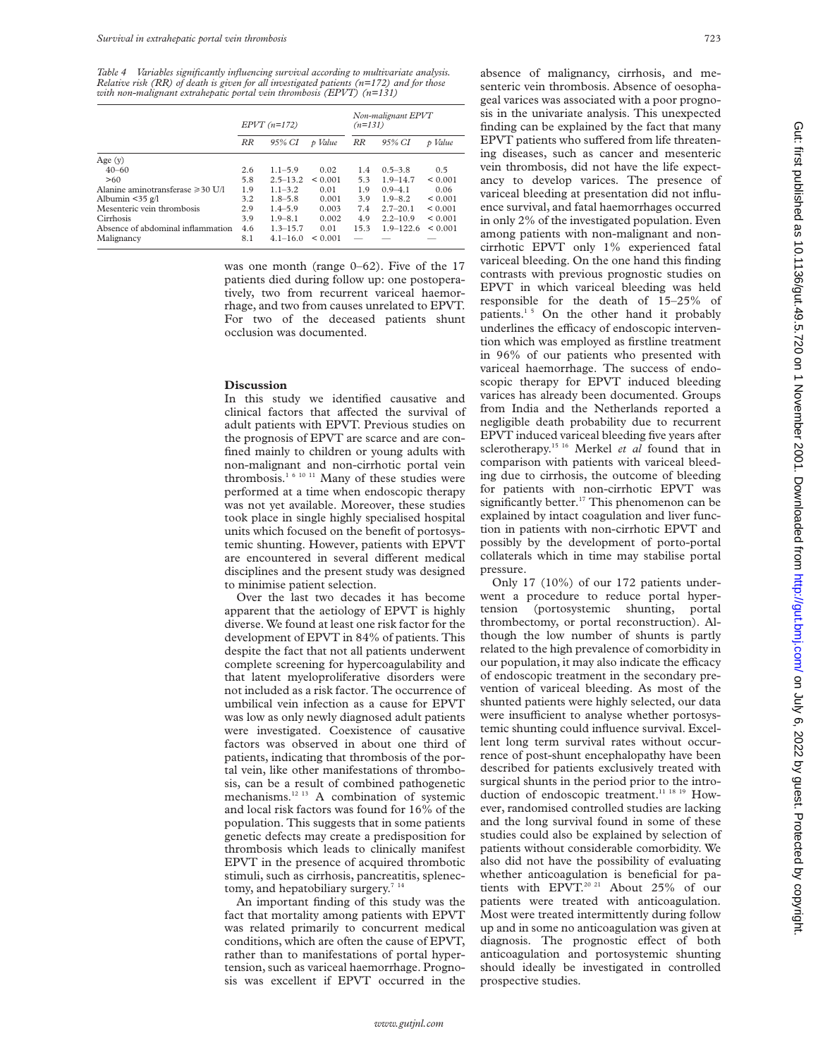*Table 4 Variables significantly influencing survival according to multivariate analysis. Relative risk (RR) of death is given for all investigated patients (n=172) and for those with non-malignant extrahepatic portal vein thrombosis (EPVT) (n=131)*

| | *EPVT (n=172)* | | | *Non-malignant EPVT (n=131)* | | |
|---|---|---|---|---|---|---|
| | *RR* | *95% CI* | *p Value* | *RR* | *95% CI* | *p Value* |
| Age (y) | | | | | | |
| 40–60 | 2.6 | 1.1–5.9 | 0.02 | 1.4 | 0.5–3.8 | 0.5 |
| >60 | 5.8 | 2.5–13.2 | < 0.001 | 5.3 | 1.9–14.7 | < 0.001 |
| Alanine aminotransferase ⩾30 U/l | 1.9 | 1.1–3.2 | 0.01 | 1.9 | 0.9–4.1 | 0.06 |
| Albumin <35 g/l | 3.2 | 1.8–5.8 | 0.001 | 3.9 | 1.9–8.2 | < 0.001 |
| Mesenteric vein thrombosis | 2.9 | 1.4–5.9 | 0.003 | 7.4 | 2.7–20.1 | < 0.001 |
| Cirrhosis | 3.9 | 1.9–8.1 | 0.002 | 4.9 | 2.2–10.9 | < 0.001 |
| Absence of abdominal inflammation | 4.6 | 1.3–15.7 | 0.01 | 15.3 | 1.9–122.6 | < 0.001 |
| Malignancy | 8.1 | 4.1–16.0 | < 0.001 | — | — | — |

was one month (range 0–62). Five of the 17 patients died during follow up: one postoperatively, two from recurrent variceal haemorrhage, and two from causes unrelated to EPVT. For two of the deceased patients shunt occlusion was documented.

## Discussion

In this study we identified causative and clinical factors that affected the survival of adult patients with EPVT. Previous studies on the prognosis of EPVT are scarce and are confined mainly to children or young adults with non-malignant and non-cirrhotic portal vein thrombosis.[1 6 10 11] Many of these studies were performed at a time when endoscopic therapy was not yet available. Moreover, these studies took place in single highly specialised hospital units which focused on the benefit of portosystemic shunting. However, patients with EPVT are encountered in several different medical disciplines and the present study was designed to minimise patient selection.

Over the last two decades it has become apparent that the aetiology of EPVT is highly diverse. We found at least one risk factor for the development of EPVT in 84% of patients. This despite the fact that not all patients underwent complete screening for hypercoagulability and that latent myeloproliferative disorders were not included as a risk factor. The occurrence of umbilical vein infection as a cause for EPVT was low as only newly diagnosed adult patients were investigated. Coexistence of causative factors was observed in about one third of patients, indicating that thrombosis of the portal vein, like other manifestations of thrombosis, can be a result of combined pathogenetic mechanisms.[12 13] A combination of systemic and local risk factors was found for 16% of the population. This suggests that in some patients genetic defects may create a predisposition for thrombosis which leads to clinically manifest EPVT in the presence of acquired thrombotic stimuli, such as cirrhosis, pancreatitis, splenectomy, and hepatobiliary surgery.[7 14]

An important finding of this study was the fact that mortality among patients with EPVT was related primarily to concurrent medical conditions, which are often the cause of EPVT, rather than to manifestations of portal hypertension, such as variceal haemorrhage. Prognosis was excellent if EPVT occurred in the absence of malignancy, cirrhosis, and mesenteric vein thrombosis. Absence of oesophageal varices was associated with a poor prognosis in the univariate analysis. This unexpected finding can be explained by the fact that many EPVT patients who suffered from life threatening diseases, such as cancer and mesenteric vein thrombosis, did not have the life expectancy to develop varices. The presence of variceal bleeding at presentation did not influence survival, and fatal haemorrhages occurred in only 2% of the investigated population. Even among patients with non-malignant and non-cirrhotic EPVT only 1% experienced fatal variceal bleeding. On the one hand this finding contrasts with previous prognostic studies on EPVT in which variceal bleeding was held responsible for the death of 15–25% of patients.[1 5] On the other hand it probably underlines the efficacy of endoscopic intervention which was employed as firstline treatment in 96% of our patients who presented with variceal haemorrhage. The success of endoscopic therapy for EPVT induced bleeding varices has already been documented. Groups from India and the Netherlands reported a negligible death probability due to recurrent EPVT induced variceal bleeding five years after sclerotherapy.[15 16] Merkel *et al* found that in comparison with patients with variceal bleeding due to cirrhosis, the outcome of bleeding for patients with non-cirrhotic EPVT was significantly better.[17] This phenomenon can be explained by intact coagulation and liver function in patients with non-cirrhotic EPVT and possibly by the development of porto-portal collaterals which in time may stabilise portal pressure.

Only 17 (10%) of our 172 patients underwent a procedure to reduce portal hypertension (portosystemic shunting, portal thrombectomy, or portal reconstruction). Although the low number of shunts is partly related to the high prevalence of comorbidity in our population, it may also indicate the efficacy of endoscopic treatment in the secondary prevention of variceal bleeding. As most of the shunted patients were highly selected, our data were insufficient to analyse whether portosystemic shunting could influence survival. Excellent long term survival rates without occurrence of post-shunt encephalopathy have been described for patients exclusively treated with surgical shunts in the period prior to the introduction of endoscopic treatment.[11 18 19] However, randomised controlled studies are lacking and the long survival found in some of these studies could also be explained by selection of patients without considerable comorbidity. We also did not have the possibility of evaluating whether anticoagulation is beneficial for patients with EPVT.[20 21] About 25% of our patients were treated with anticoagulation. Most were treated intermittently during follow up and in some no anticoagulation was given at diagnosis. The prognostic effect of both anticoagulation and portosystemic shunting should ideally be investigated in controlled prospective studies.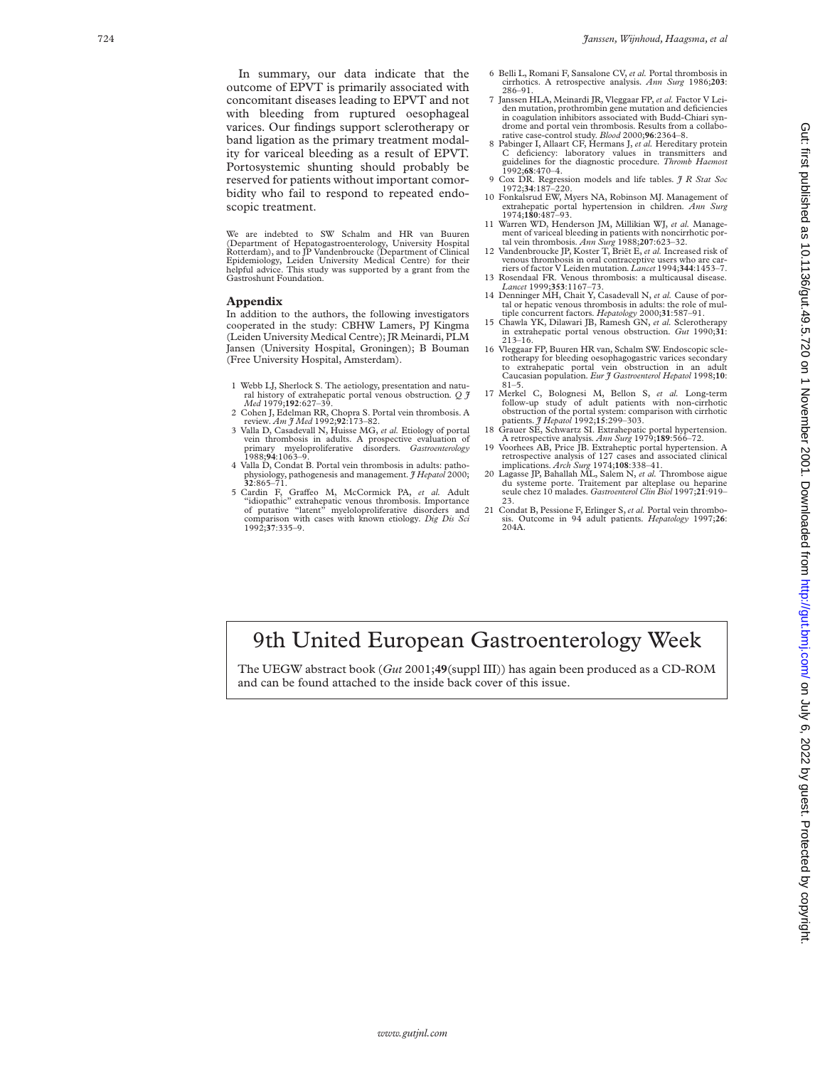In summary, our data indicate that the outcome of EPVT is primarily associated with concomitant diseases leading to EPVT and not with bleeding from ruptured oesophageal varices. Our findings support sclerotherapy or band ligation as the primary treatment modality for variceal bleeding as a result of EPVT. Portosystemic shunting should probably be reserved for patients without important comorbidity who fail to respond to repeated endoscopic treatment.

We are indebted to SW Schalm and HR van Buuren (Department of Hepatogastroenterology, University Hospital Rotterdam), and to JP Vandenbroucke (Department of Clinical Epidemiology, Leiden University Medical Centre) for their helpful advice. This study was supported by a grant from the Gastroshunt Foundation.

## Appendix

In addition to the authors, the following investigators cooperated in the study: CBHW Lamers, PJ Kingma (Leiden University Medical Centre); JR Meinardi, PLM Jansen (University Hospital, Groningen); B Bouman (Free University Hospital, Amsterdam).

1 Webb LJ, Sherlock S. The aetiology, presentation and natural history of extrahepatic portal venous obstruction. *Q J Med* 1979;**192**:627–39.
2 Cohen J, Edelman RR, Chopra S. Portal vein thrombosis. A review. *Am J Med* 1992;**92**:173–82.
3 Valla D, Casadevall N, Huisse MG, *et al.* Etiology of portal vein thrombosis in adults. A prospective evaluation of primary myeloproliferative disorders. *Gastroenterology* 1988;**94**:1063–9.
4 Valla D, Condat B. Portal vein thrombosis in adults: pathophysiology, pathogenesis and management. *J Hepatol* 2000;**32**:865–71.
5 Cardin F, Graffeo M, McCormick PA, *et al.* Adult "idiopathic" extrahepatic venous thrombosis. Importance of putative "latent" myeloloproliferative disorders and comparison with cases with known etiology. *Dig Dis Sci* 1992;**37**:335–9.
6 Belli L, Romani F, Sansalone CV, *et al.* Portal thrombosis in cirrhotics. A retrospective analysis. *Ann Surg* 1986;**203**:286–91.
7 Janssen HLA, Meinardi JR, Vleggaar FP, *et al.* Factor V Leiden mutation, prothrombin gene mutation and deficiencies in coagulation inhibitors associated with Budd-Chiari syndrome and portal vein thrombosis. Results from a collaborative case-control study. *Blood* 2000;**96**:2364–8.
8 Pabinger I, Allaart CF, Hermans J, *et al.* Hereditary protein C deficiency: laboratory values in transmitters and guidelines for the diagnostic procedure. *Thromb Haemost* 1992;**68**:470–4.
9 Cox DR. Regression models and life tables. *J R Stat Soc* 1972;**34**:187–220.
10 Fonkalsrud EW, Myers NA, Robinson MJ. Management of extrahepatic portal hypertension in children. *Ann Surg* 1974;**180**:487–93.
11 Warren WD, Henderson JM, Millikian WJ, *et al.* Management of variceal bleeding in patients with noncirrhotic portal vein thrombosis. *Ann Surg* 1988;**207**:623–32.
12 Vandenbroucke JP, Koster T, Briët E, *et al.* Increased risk of venous thrombosis in oral contraceptive users who are carriers of factor V Leiden mutation. *Lancet* 1994;**344**:1453–7.
13 Rosendaal FR. Venous thrombosis: a multicausal disease. *Lancet* 1999;**353**:1167–73.
14 Denninger MH, Chait Y, Casadevall N, *et al.* Cause of portal or hepatic venous thrombosis in adults: the role of multiple concurrent factors. *Hepatology* 2000;**31**:587–91.
15 Chawla YK, Dilawari JB, Ramesh GN, *et al.* Sclerotherapy in extrahepatic portal venous obstruction. *Gut* 1990;**31**:213–16.
16 Vleggaar FP, Buuren HR van, Schalm SW. Endoscopic sclerotherapy for bleeding oesophagogastric varices secondary to extrahepatic portal vein obstruction in an adult Caucasian population. *Eur J Gastroenterol Hepatol* 1998;**10**:81–5.
17 Merkel C, Bolognesi M, Bellon S, *et al.* Long-term follow-up study of adult patients with non-cirrhotic obstruction of the portal system: comparison with cirrhotic patients. *J Hepatol* 1992;**15**:299–303.
18 Grauer SE, Schwartz SI. Extrahepatic portal hypertension. A retrospective analysis. *Ann Surg* 1979;**189**:566–72.
19 Voorhees AB, Price JB. Extraheptic portal hypertension. A retrospective analysis of 127 cases and associated clinical implications. *Arch Surg* 1974;**108**:338–41.
20 Lagasse JP, Bahallah ML, Salem N, *et al.* Thrombose aigue du systeme porte. Traitement par alteplase ou heparine seule chez 10 malades. *Gastroenterol Clin Biol* 1997;**21**:919–23.
21 Condat B, Pessione F, Erlinger S, *et al.* Portal vein thrombosis. Outcome in 94 adult patients. *Hepatology* 1997;**26**:204A.

# 9th United European Gastroenterology Week

The UEGW abstract book (*Gut* 2001;**49**(suppl III)) has again been produced as a CD-ROM and can be found attached to the inside back cover of this issue.